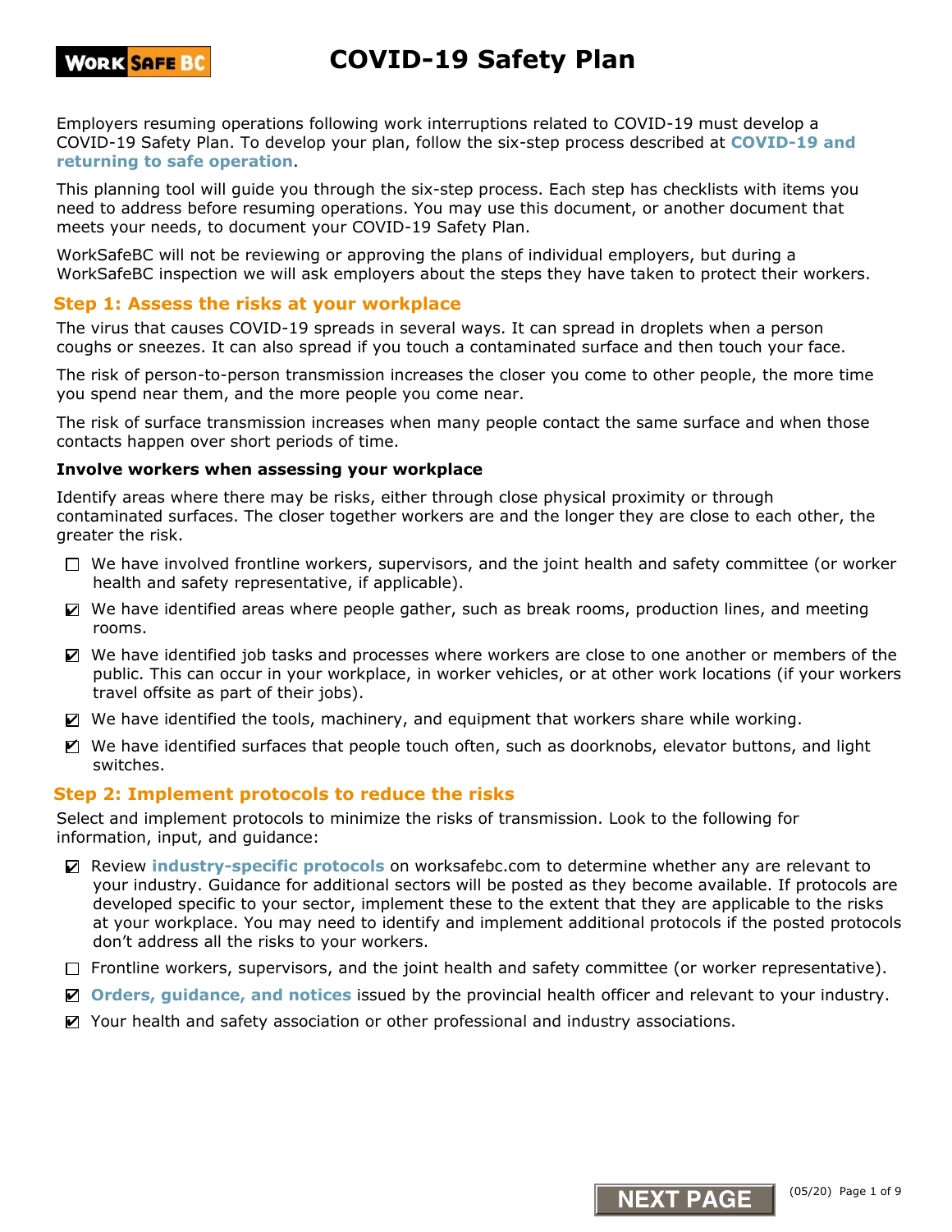# COVID-19 Safety Plan

Employers resuming operations following work interruptions related to COVID-19 must develop a COVID-19 Safety Plan. To develop your plan, follow the six-step process described at **COVID-19 and returning to safe operation**.

This planning tool will guide you through the six-step process. Each step has checklists with items you need to address before resuming operations. You may use this document, or another document that meets your needs, to document your COVID-19 Safety Plan.

WorkSafeBC will not be reviewing or approving the plans of individual employers, but during a WorkSafeBC inspection we will ask employers about the steps they have taken to protect their workers.

## Step 1: Assess the risks at your workplace

The virus that causes COVID-19 spreads in several ways. It can spread in droplets when a person coughs or sneezes. It can also spread if you touch a contaminated surface and then touch your face.

The risk of person-to-person transmission increases the closer you come to other people, the more time you spend near them, and the more people you come near.

The risk of surface transmission increases when many people contact the same surface and when those contacts happen over short periods of time.

**Involve workers when assessing your workplace**

Identify areas where there may be risks, either through close physical proximity or through contaminated surfaces. The closer together workers are and the longer they are close to each other, the greater the risk.

- [ ] We have involved frontline workers, supervisors, and the joint health and safety committee (or worker health and safety representative, if applicable).
- [x] We have identified areas where people gather, such as break rooms, production lines, and meeting rooms.
- [x] We have identified job tasks and processes where workers are close to one another or members of the public. This can occur in your workplace, in worker vehicles, or at other work locations (if your workers travel offsite as part of their jobs).
- [x] We have identified the tools, machinery, and equipment that workers share while working.
- [x] We have identified surfaces that people touch often, such as doorknobs, elevator buttons, and light switches.

## Step 2: Implement protocols to reduce the risks

Select and implement protocols to minimize the risks of transmission. Look to the following for information, input, and guidance:

- [x] Review **industry-specific protocols** on worksafebc.com to determine whether any are relevant to your industry. Guidance for additional sectors will be posted as they become available. If protocols are developed specific to your sector, implement these to the extent that they are applicable to the risks at your workplace. You may need to identify and implement additional protocols if the posted protocols don't address all the risks to your workers.
- [ ] Frontline workers, supervisors, and the joint health and safety committee (or worker representative).
- [x] **Orders, guidance, and notices** issued by the provincial health officer and relevant to your industry.
- [x] Your health and safety association or other professional and industry associations.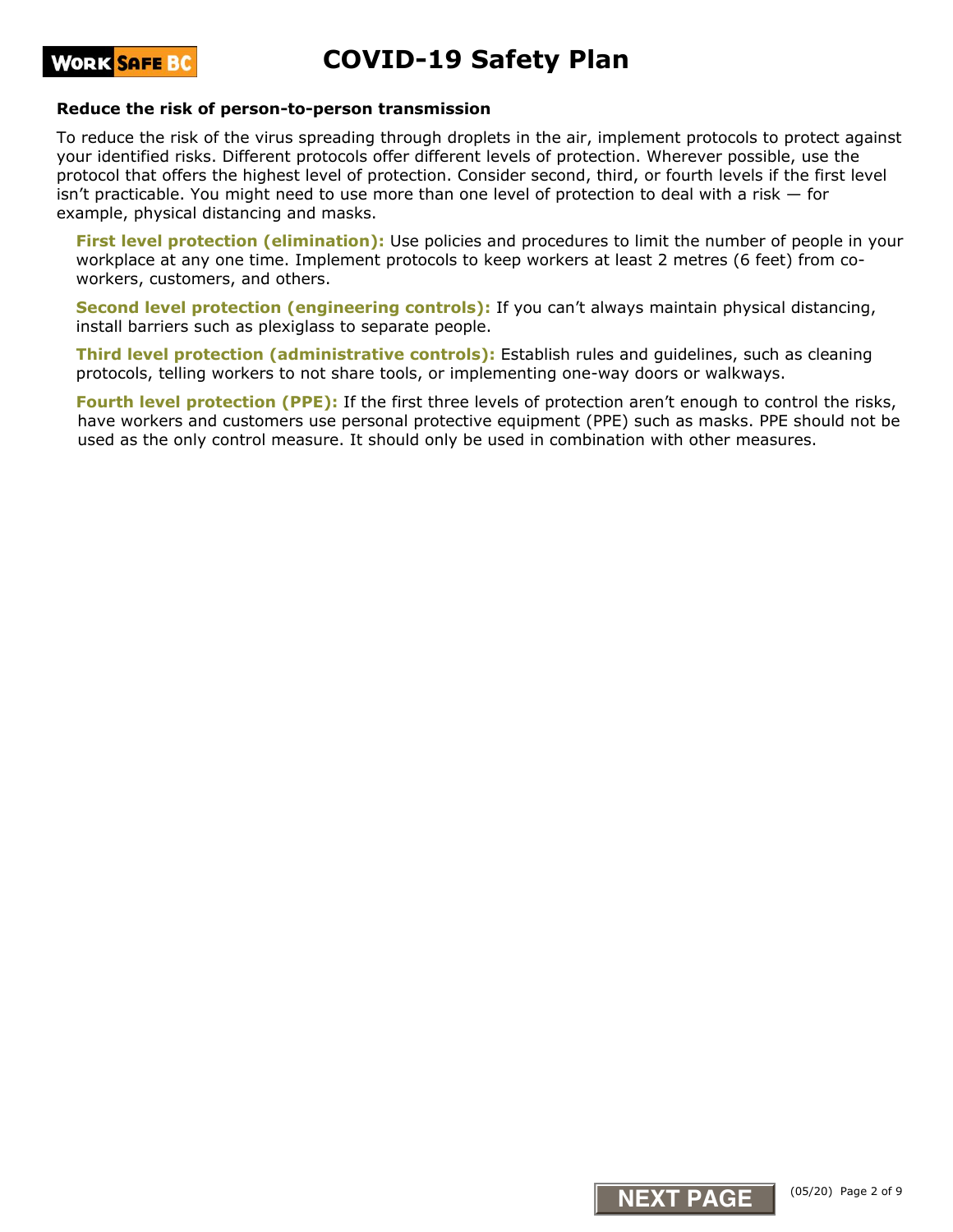### Reduce the risk of person-to-person transmission

To reduce the risk of the virus spreading through droplets in the air, implement protocols to protect against your identified risks. Different protocols offer different levels of protection. Wherever possible, use the protocol that offers the highest level of protection. Consider second, third, or fourth levels if the first level isn't practicable. You might need to use more than one level of protection to deal with a risk — for example, physical distancing and masks.

**First level protection (elimination):** Use policies and procedures to limit the number of people in your workplace at any one time. Implement protocols to keep workers at least 2 metres (6 feet) from co-workers, customers, and others.

**Second level protection (engineering controls):** If you can't always maintain physical distancing, install barriers such as plexiglass to separate people.

**Third level protection (administrative controls):** Establish rules and guidelines, such as cleaning protocols, telling workers to not share tools, or implementing one-way doors or walkways.

**Fourth level protection (PPE):** If the first three levels of protection aren't enough to control the risks, have workers and customers use personal protective equipment (PPE) such as masks. PPE should not be used as the only control measure. It should only be used in combination with other measures.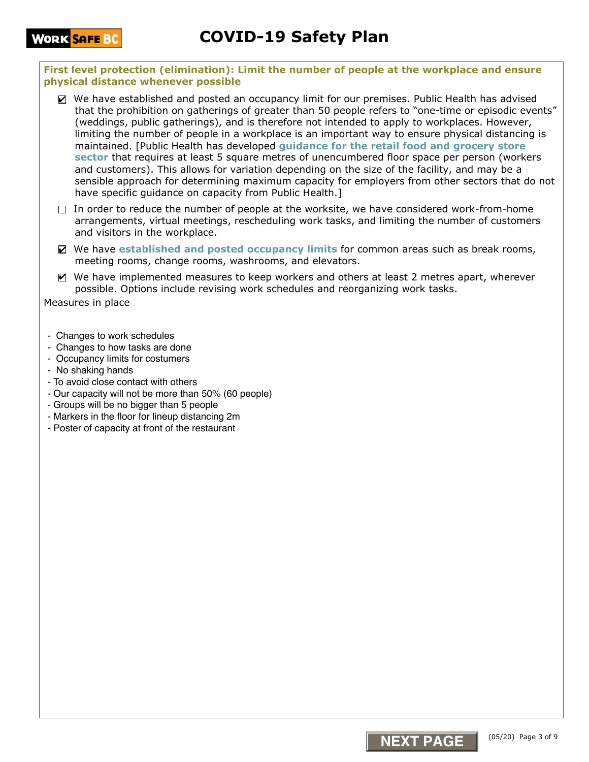# COVID-19 Safety Plan

**First level protection (elimination): Limit the number of people at the workplace and ensure physical distance whenever possible**

- [x] We have established and posted an occupancy limit for our premises. Public Health has advised that the prohibition on gatherings of greater than 50 people refers to "one-time or episodic events" (weddings, public gatherings), and is therefore not intended to apply to workplaces. However, limiting the number of people in a workplace is an important way to ensure physical distancing is maintained. [Public Health has developed **guidance for the retail food and grocery store sector** that requires at least 5 square metres of unencumbered floor space per person (workers and customers). This allows for variation depending on the size of the facility, and may be a sensible approach for determining maximum capacity for employers from other sectors that do not have specific guidance on capacity from Public Health.]
- [ ] In order to reduce the number of people at the worksite, we have considered work-from-home arrangements, virtual meetings, rescheduling work tasks, and limiting the number of customers and visitors in the workplace.
- [x] We have **established and posted occupancy limits** for common areas such as break rooms, meeting rooms, change rooms, washrooms, and elevators.
- [x] We have implemented measures to keep workers and others at least 2 metres apart, wherever possible. Options include revising work schedules and reorganizing work tasks.

Measures in place

- Changes to work schedules
- Changes to how tasks are done
- Occupancy limits for costumers
- No shaking hands
- To avoid close contact with others
- Our capacity will not be more than 50% (60 people)
- Groups will be no bigger than 5 people
- Markers in the floor for lineup distancing 2m
- Poster of capacity at front of the restaurant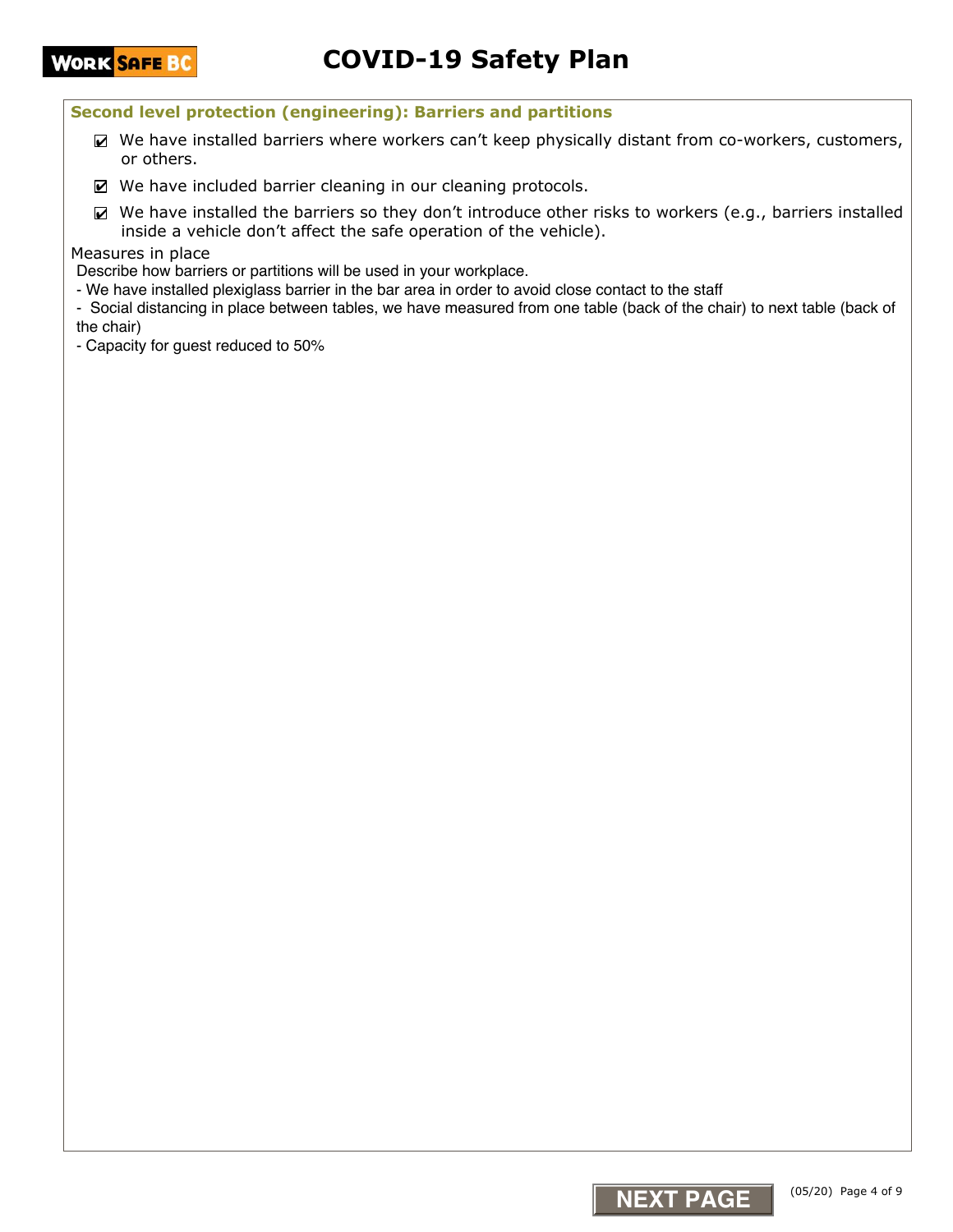## Second level protection (engineering): Barriers and partitions

- ☑ We have installed barriers where workers can't keep physically distant from co-workers, customers, or others.
- ☑ We have included barrier cleaning in our cleaning protocols.
- ☑ We have installed the barriers so they don't introduce other risks to workers (e.g., barriers installed inside a vehicle don't affect the safe operation of the vehicle).

Measures in place

Describe how barriers or partitions will be used in your workplace.

- We have installed plexiglass barrier in the bar area in order to avoid close contact to the staff
- Social distancing in place between tables, we have measured from one table (back of the chair) to next table (back of the chair)
- Capacity for guest reduced to 50%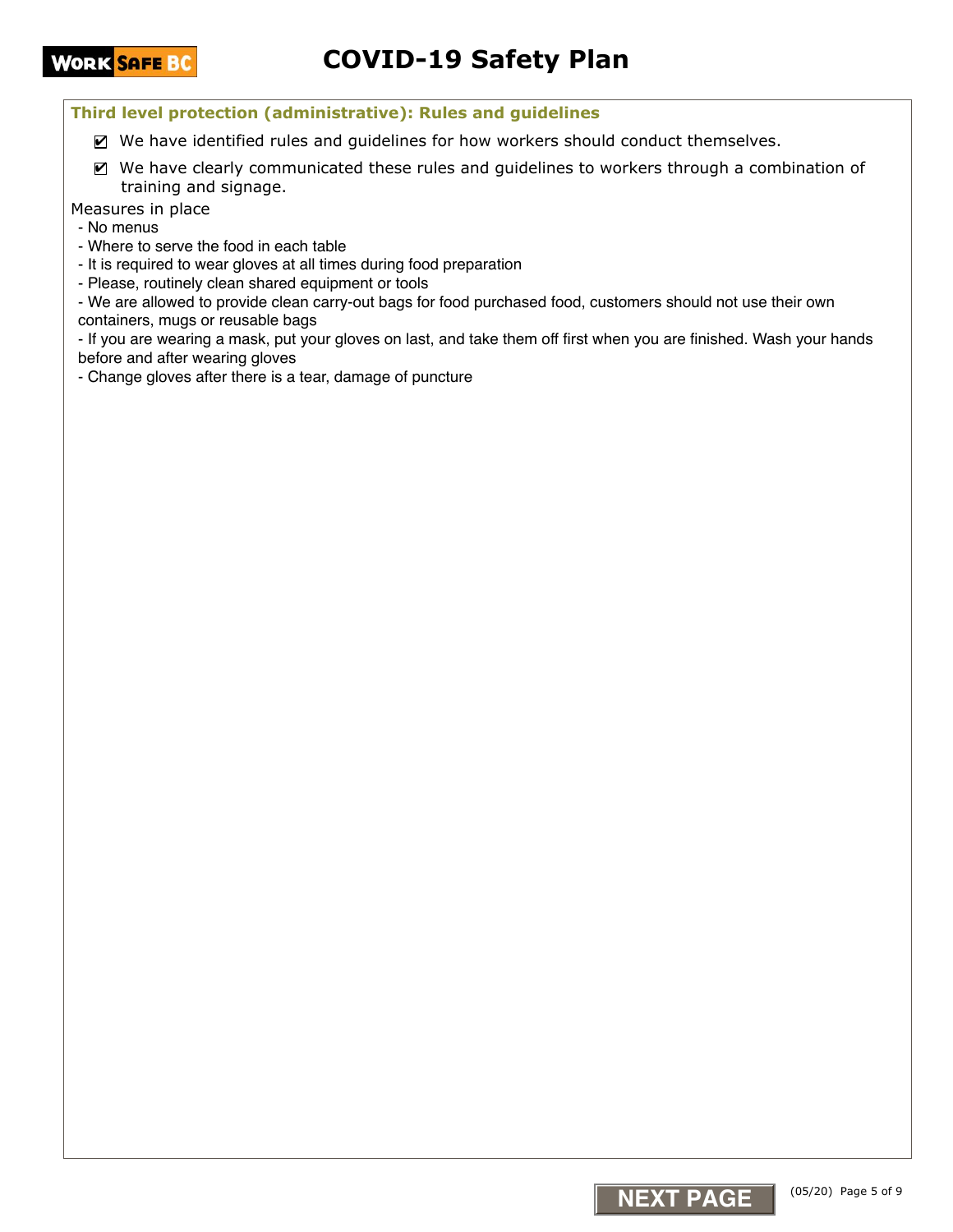### Third level protection (administrative): Rules and guidelines

- ☑ We have identified rules and guidelines for how workers should conduct themselves.
- ☑ We have clearly communicated these rules and guidelines to workers through a combination of training and signage.

Measures in place

- No menus
- Where to serve the food in each table
- It is required to wear gloves at all times during food preparation
- Please, routinely clean shared equipment or tools
- We are allowed to provide clean carry-out bags for food purchased food, customers should not use their own containers, mugs or reusable bags
- If you are wearing a mask, put your gloves on last, and take them off first when you are finished. Wash your hands before and after wearing gloves
- Change gloves after there is a tear, damage of puncture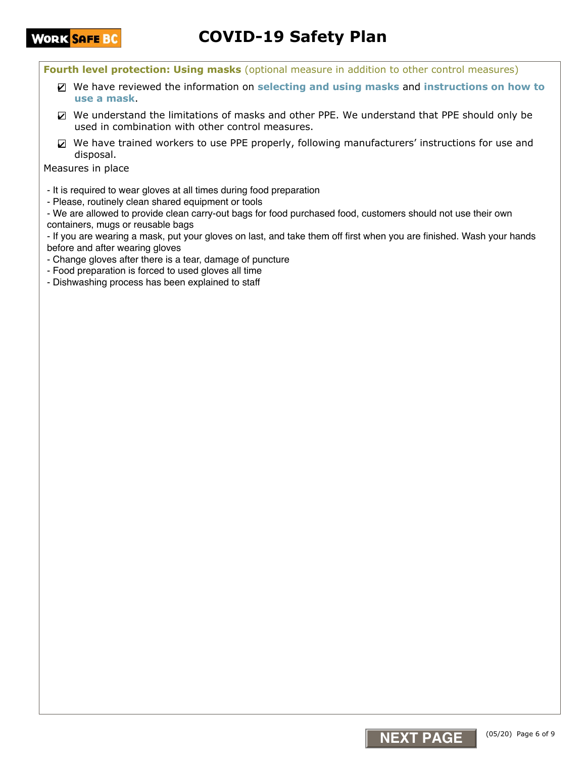**Fourth level protection: Using masks** (optional measure in addition to other control measures)

- ☑ We have reviewed the information on **selecting and using masks** and **instructions on how to use a mask**.
- ☑ We understand the limitations of masks and other PPE. We understand that PPE should only be used in combination with other control measures.
- ☑ We have trained workers to use PPE properly, following manufacturers' instructions for use and disposal.

Measures in place

- It is required to wear gloves at all times during food preparation
- Please, routinely clean shared equipment or tools
- We are allowed to provide clean carry-out bags for food purchased food, customers should not use their own containers, mugs or reusable bags
- If you are wearing a mask, put your gloves on last, and take them off first when you are finished. Wash your hands before and after wearing gloves
- Change gloves after there is a tear, damage of puncture
- Food preparation is forced to used gloves all time
- Dishwashing process has been explained to staff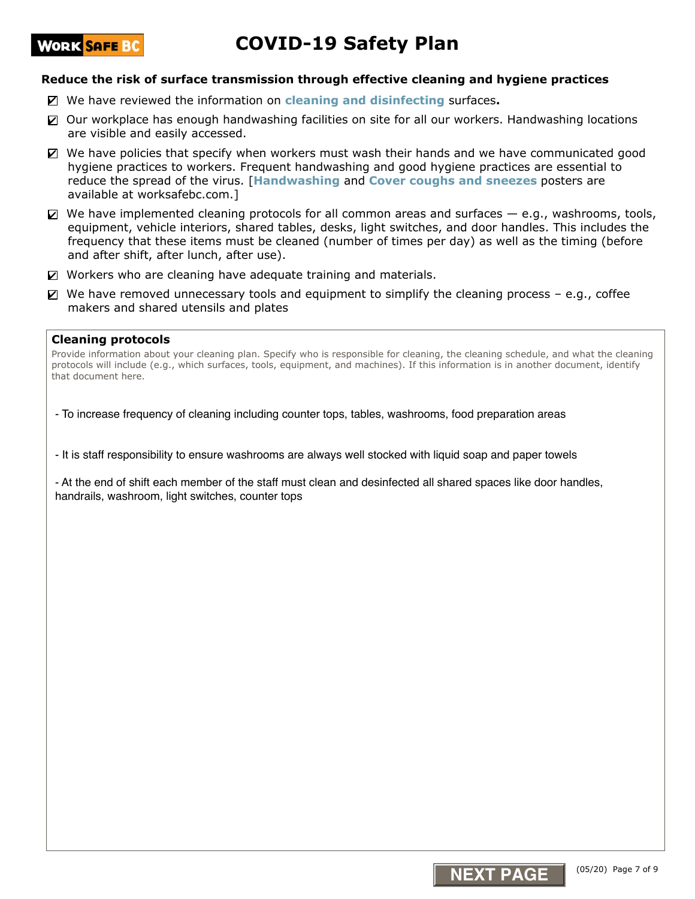## Reduce the risk of surface transmission through effective cleaning and hygiene practices

- [x] We have reviewed the information on **cleaning and disinfecting** surfaces**.**
- [x] Our workplace has enough handwashing facilities on site for all our workers. Handwashing locations are visible and easily accessed.
- [x] We have policies that specify when workers must wash their hands and we have communicated good hygiene practices to workers. Frequent handwashing and good hygiene practices are essential to reduce the spread of the virus. [**Handwashing** and **Cover coughs and sneezes** posters are available at worksafebc.com.]
- [x] We have implemented cleaning protocols for all common areas and surfaces — e.g., washrooms, tools, equipment, vehicle interiors, shared tables, desks, light switches, and door handles. This includes the frequency that these items must be cleaned (number of times per day) as well as the timing (before and after shift, after lunch, after use).
- [x] Workers who are cleaning have adequate training and materials.
- [x] We have removed unnecessary tools and equipment to simplify the cleaning process – e.g., coffee makers and shared utensils and plates

### Cleaning protocols

Provide information about your cleaning plan. Specify who is responsible for cleaning, the cleaning schedule, and what the cleaning protocols will include (e.g., which surfaces, tools, equipment, and machines). If this information is in another document, identify that document here.

- To increase frequency of cleaning including counter tops, tables, washrooms, food preparation areas

- It is staff responsibility to ensure washrooms are always well stocked with liquid soap and paper towels

- At the end of shift each member of the staff must clean and desinfected all shared spaces like door handles, handrails, washroom, light switches, counter tops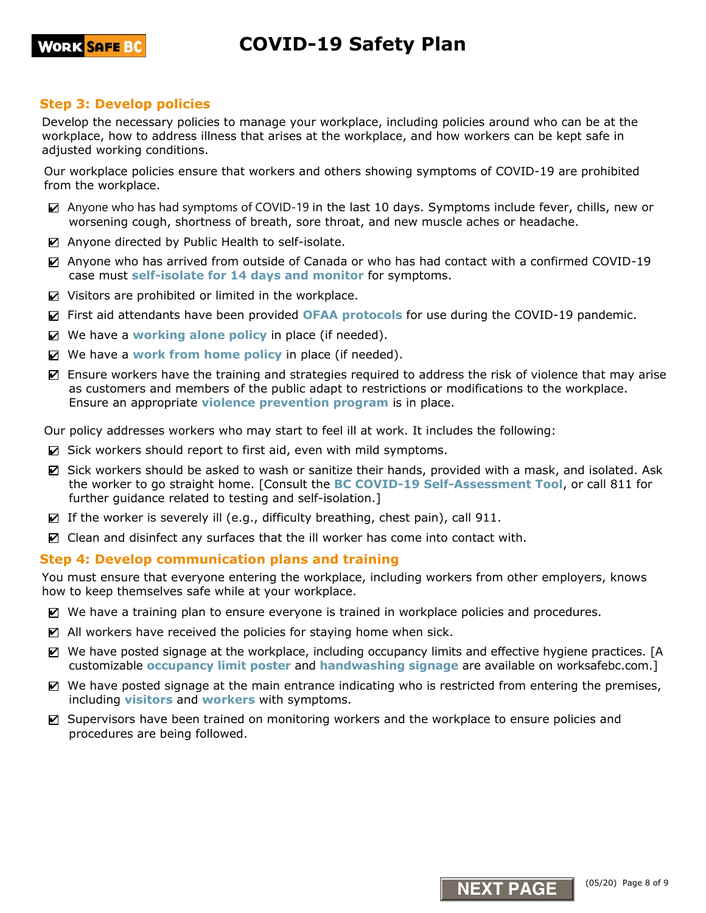## Step 3: Develop policies

Develop the necessary policies to manage your workplace, including policies around who can be at the workplace, how to address illness that arises at the workplace, and how workers can be kept safe in adjusted working conditions.

Our workplace policies ensure that workers and others showing symptoms of COVID-19 are prohibited from the workplace.

- ☑ Anyone who has had symptoms of COVID-19 in the last 10 days. Symptoms include fever, chills, new or worsening cough, shortness of breath, sore throat, and new muscle aches or headache.
- ☑ Anyone directed by Public Health to self-isolate.
- ☑ Anyone who has arrived from outside of Canada or who has had contact with a confirmed COVID-19 case must **self-isolate for 14 days and monitor** for symptoms.
- ☑ Visitors are prohibited or limited in the workplace.
- ☑ First aid attendants have been provided **OFAA protocols** for use during the COVID-19 pandemic.
- ☑ We have a **working alone policy** in place (if needed).
- ☑ We have a **work from home policy** in place (if needed).
- ☑ Ensure workers have the training and strategies required to address the risk of violence that may arise as customers and members of the public adapt to restrictions or modifications to the workplace. Ensure an appropriate **violence prevention program** is in place.

Our policy addresses workers who may start to feel ill at work. It includes the following:

- ☑ Sick workers should report to first aid, even with mild symptoms.
- ☑ Sick workers should be asked to wash or sanitize their hands, provided with a mask, and isolated. Ask the worker to go straight home. [Consult the **BC COVID-19 Self-Assessment Tool**, or call 811 for further guidance related to testing and self-isolation.]
- ☑ If the worker is severely ill (e.g., difficulty breathing, chest pain), call 911.
- ☑ Clean and disinfect any surfaces that the ill worker has come into contact with.

## Step 4: Develop communication plans and training

You must ensure that everyone entering the workplace, including workers from other employers, knows how to keep themselves safe while at your workplace.

- ☑ We have a training plan to ensure everyone is trained in workplace policies and procedures.
- ☑ All workers have received the policies for staying home when sick.
- ☑ We have posted signage at the workplace, including occupancy limits and effective hygiene practices. [A customizable **occupancy limit poster** and **handwashing signage** are available on worksafebc.com.]
- ☑ We have posted signage at the main entrance indicating who is restricted from entering the premises, including **visitors** and **workers** with symptoms.
- ☑ Supervisors have been trained on monitoring workers and the workplace to ensure policies and procedures are being followed.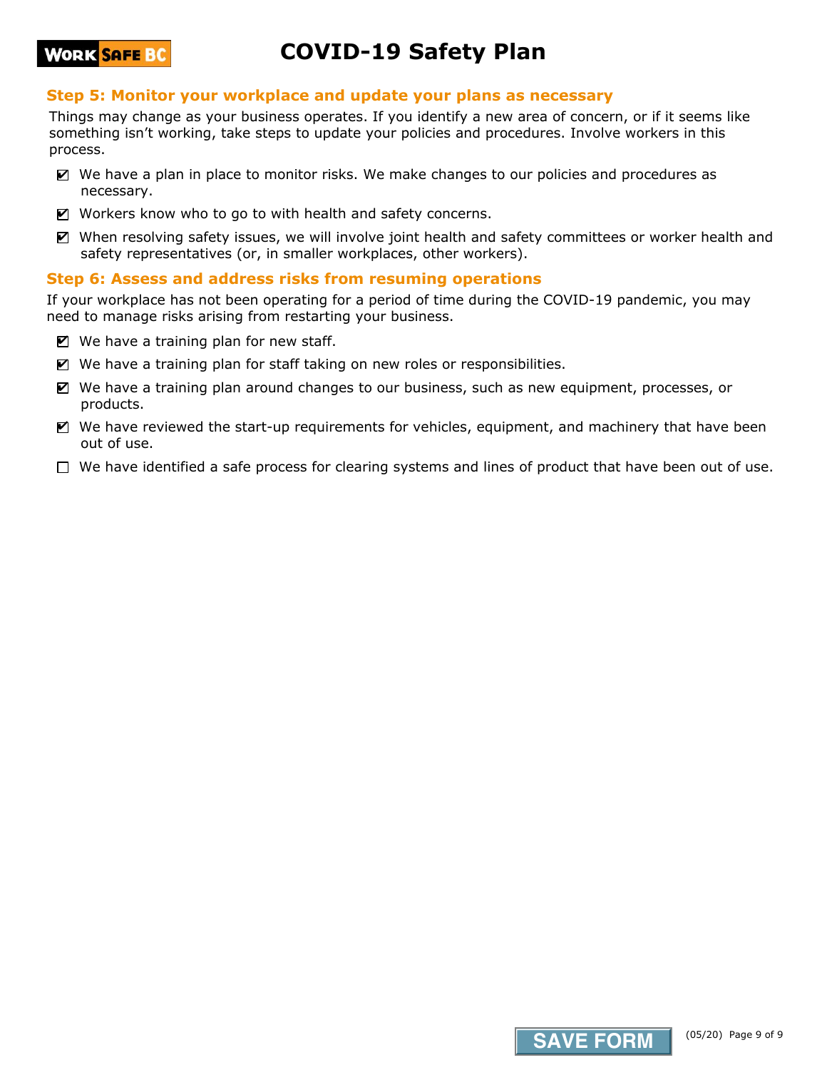## Step 5: Monitor your workplace and update your plans as necessary

Things may change as your business operates. If you identify a new area of concern, or if it seems like something isn't working, take steps to update your policies and procedures. Involve workers in this process.

- [x] We have a plan in place to monitor risks. We make changes to our policies and procedures as necessary.
- [x] Workers know who to go to with health and safety concerns.
- [x] When resolving safety issues, we will involve joint health and safety committees or worker health and safety representatives (or, in smaller workplaces, other workers).

## Step 6: Assess and address risks from resuming operations

If your workplace has not been operating for a period of time during the COVID-19 pandemic, you may need to manage risks arising from restarting your business.

- [x] We have a training plan for new staff.
- [x] We have a training plan for staff taking on new roles or responsibilities.
- [x] We have a training plan around changes to our business, such as new equipment, processes, or products.
- [x] We have reviewed the start-up requirements for vehicles, equipment, and machinery that have been out of use.
- [ ] We have identified a safe process for clearing systems and lines of product that have been out of use.